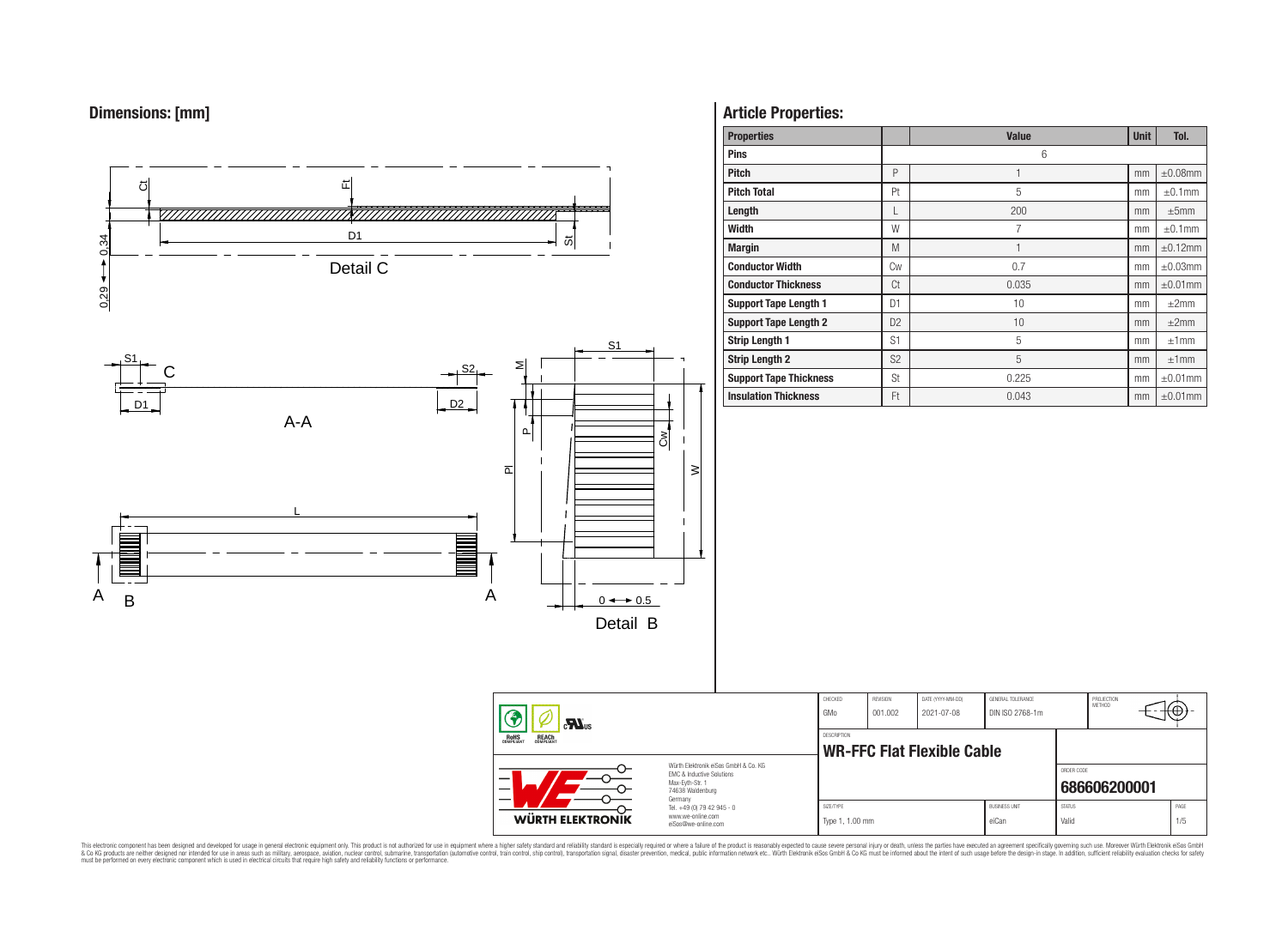## Dimensions: [mm]

Detail C

A-A

Detail B

## Article Properties:

| Properties | | Value | Unit | Tol. |
|---|---|---|---|---|
| Pins | | 6 | | |
| Pitch | P | 1 | mm | ±0.08mm |
| Pitch Total | Pt | 5 | mm | ±0.1mm |
| Length | L | 200 | mm | ±5mm |
| Width | W | 7 | mm | ±0.1mm |
| Margin | M | 1 | mm | ±0.12mm |
| Conductor Width | Cw | 0.7 | mm | ±0.03mm |
| Conductor Thickness | Ct | 0.035 | mm | ±0.01mm |
| Support Tape Length 1 | D1 | 10 | mm | ±2mm |
| Support Tape Length 2 | D2 | 10 | mm | ±2mm |
| Strip Length 1 | S1 | 5 | mm | ±1mm |
| Strip Length 2 | S2 | 5 | mm | ±1mm |
| Support Tape Thickness | St | 0.225 | mm | ±0.01mm |
| Insulation Thickness | Ft | 0.043 | mm | ±0.01mm |

| CHECKED | REVISION | DATE (YYYY-MM-DD) | GENERAL TOLERANCE | PROJECTION METHOD |
|---|---|---|---|---|
| GMo | 001.002 | 2021-07-08 | DIN ISO 2768-1m | |

DESCRIPTION

**WR-FFC Flat Flexible Cable**

ORDER CODE

**686606200001**

| SIZE/TYPE | BUSINESS UNIT | STATUS | PAGE |
|---|---|---|---|
| Type 1, 1.00 mm | eiCan | Valid | 1/5 |

Würth Elektronik eiSos GmbH & Co. KG
EMC & Inductive Solutions
Max-Eyth-Str. 1
74638 Waldenburg
Germany
Tel. +49 (0) 79 42 945 - 0
www.we-online.com
eiSos@we-online.com

This electronic component has been designed and developed for usage in general electronic equipment only. This product is not authorized for use in equipment where a higher safety standard and reliability standard is especially required or where a failure of the product is reasonably expected to cause severe personal injury or death, unless the parties have executed an agreement specifically governing such use. Moreover Würth Elektronik eiSos GmbH & Co KG products are neither designed nor intended for use in areas such as military, aerospace, aviation, nuclear control, submarine, transportation (automotive control, train control, ship control), transportation signal, disaster prevention, medical, public information network etc.. Würth Elektronik eiSos GmbH & Co KG must be informed about the intent of such usage before the design-in stage. In addition, sufficient reliability evaluation checks for safety must be performed on every electronic component which is used in electrical circuits that require high safety and reliability functions or performance.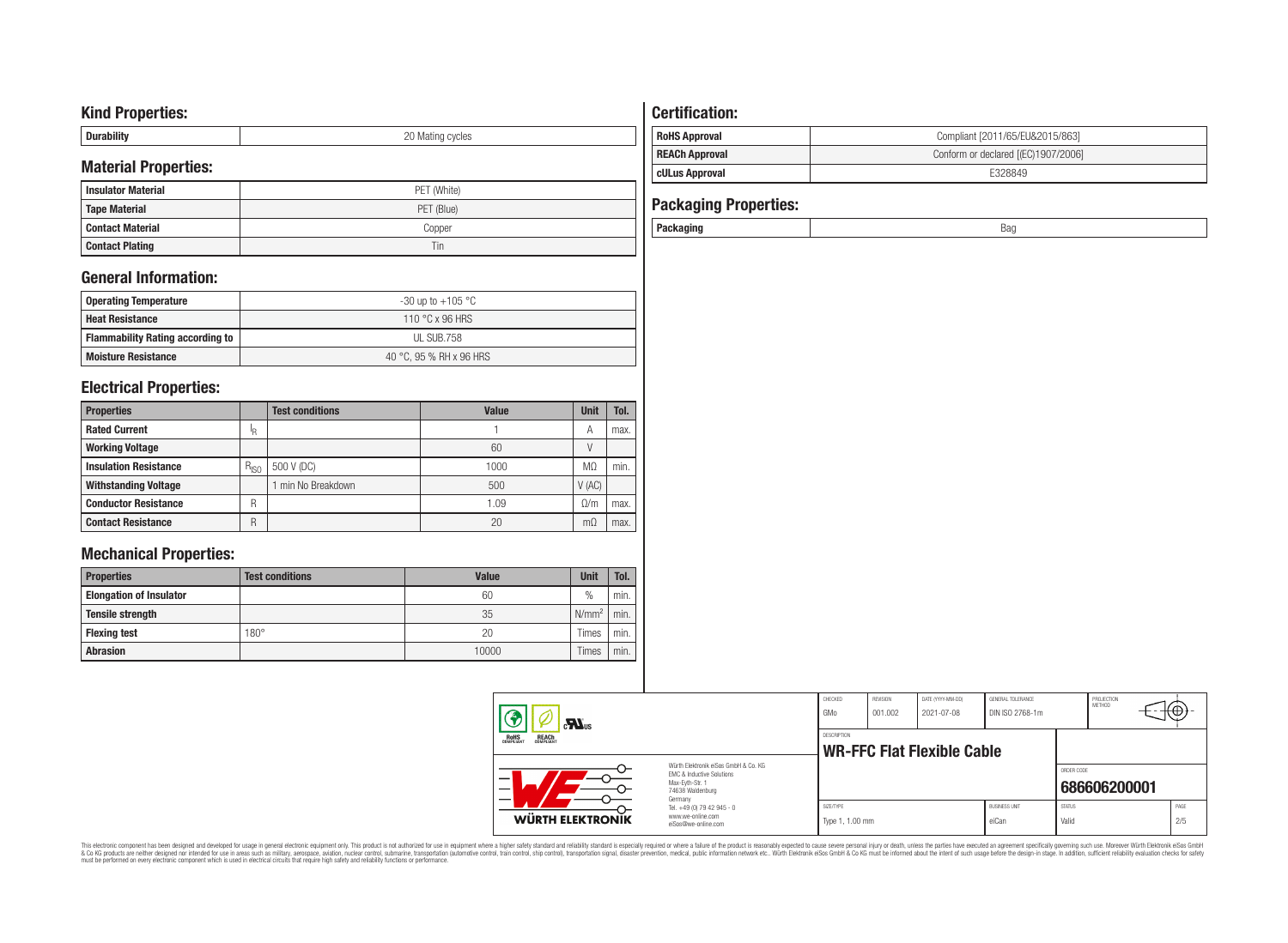## Kind Properties:

| Durability | 20 Mating cycles |
|---|---|

## Material Properties:

| Insulator Material | PET (White) |
|---|---|
| Tape Material | PET (Blue) |
| Contact Material | Copper |
| Contact Plating | Tin |

## General Information:

| Operating Temperature | -30 up to +105 °C |
|---|---|
| Heat Resistance | 110 °C x 96 HRS |
| Flammability Rating according to | UL SUB.758 |
| Moisture Resistance | 40 °C, 95 % RH x 96 HRS |

## Electrical Properties:

| Properties | | Test conditions | Value | Unit | Tol. |
|---|---|---|---|---|---|
| Rated Current | $I_R$ | | 1 | A | max. |
| Working Voltage | | | 60 | V | |
| Insulation Resistance | $R_{ISO}$ | 500 V (DC) | 1000 | MΩ | min. |
| Withstanding Voltage | | 1 min No Breakdown | 500 | V (AC) | |
| Conductor Resistance | R | | 1.09 | Ω/m | max. |
| Contact Resistance | R | | 20 | mΩ | max. |

## Mechanical Properties:

| Properties | Test conditions | Value | Unit | Tol. |
|---|---|---|---|---|
| Elongation of Insulator | | 60 | % | min. |
| Tensile strength | | 35 | $N/mm^2$ | min. |
| Flexing test | 180° | 20 | Times | min. |
| Abrasion | | 10000 | Times | min. |

## Certification:

| RoHS Approval | Compliant [2011/65/EU&2015/863] |
|---|---|
| REACh Approval | Conform or declared [(EC)1907/2006] |
| cULus Approval | E328849 |

## Packaging Properties:

| Packaging | Bag |
|---|---|

| CHECKED | REVISION | DATE (YYYY-MM-DD) | GENERAL TOLERANCE | PROJECTION METHOD |
|---|---|---|---|---|
| GMo | 001.002 | 2021-07-08 | DIN ISO 2768-1m | |

DESCRIPTION: **WR-FFC Flat Flexible Cable**

ORDER CODE: **686606200001**

| SIZE/TYPE | BUSINESS UNIT | STATUS | PAGE |
|---|---|---|---|
| Type 1, 1.00 mm | eiCan | Valid | 2/5 |

Würth Elektronik eiSos GmbH & Co. KG
EMC & Inductive Solutions
Max-Eyth-Str. 1
74638 Waldenburg
Germany
Tel. +49 (0) 79 42 945 - 0
www.we-online.com
eiSos@we-online.com

This electronic component has been designed and developed for usage in general electronic equipment only. This product is not authorized for use in equipment where a higher safety standard and reliability standard is especially required or where a failure of the product is reasonably expected to cause severe personal injury or death, unless the parties have executed an agreement specifically governing such use. Moreover Würth Elektronik eiSos GmbH & Co KG products are neither designed nor intended for use in areas such as military, aerospace, aviation, nuclear control, submarine, transportation (automotive control, train control, ship control), transportation signal, disaster prevention, medical, public information network etc.. Würth Elektronik eiSos GmbH & Co KG must be informed about the intent of such usage before the design-in stage. In addition, sufficient reliability evaluation checks for safety must be performed on every electronic component which is used in electrical circuits that require high safety and reliability functions or performance.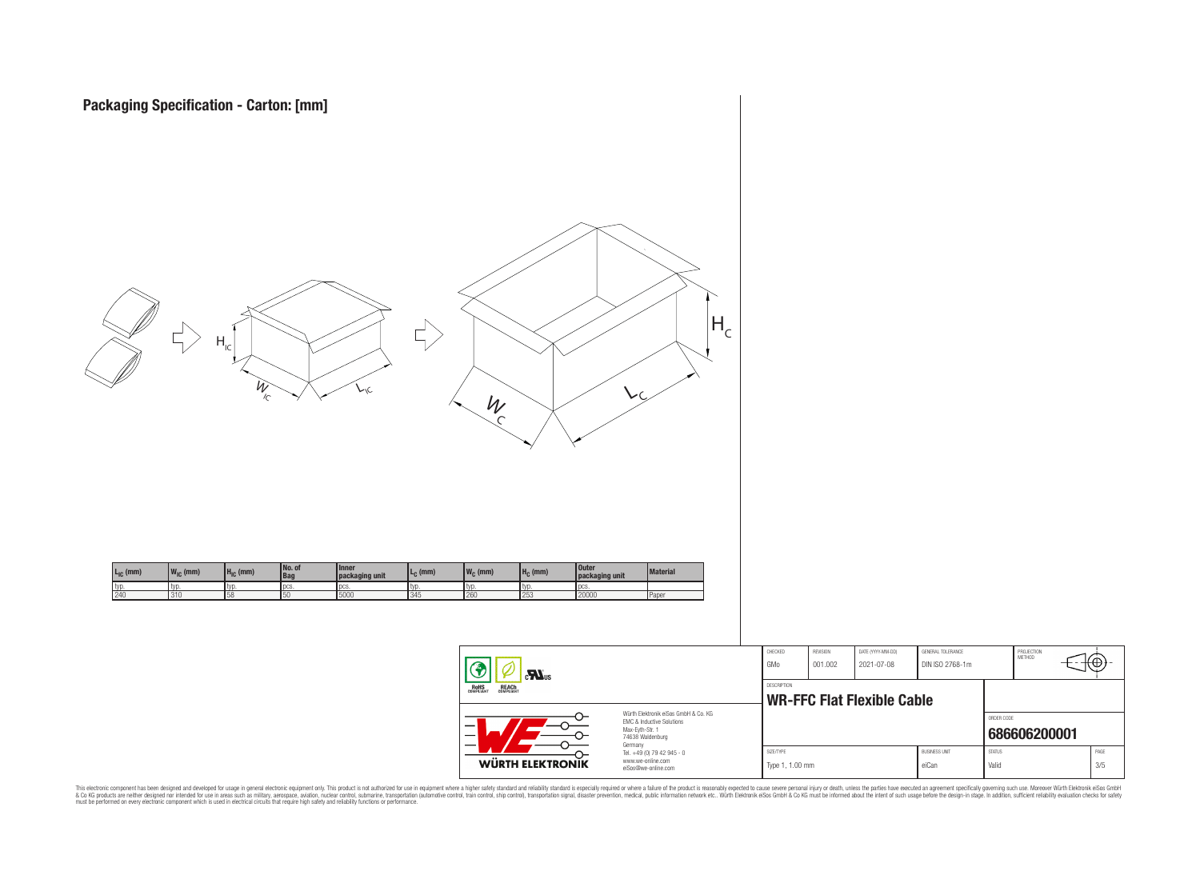## Packaging Specification - Carton: [mm]

| $L_{IC}$ (mm) | $W_{IC}$ (mm) | $H_{IC}$ (mm) | No. of Bag | Inner packaging unit | $L_C$ (mm) | $W_C$ (mm) | $H_C$ (mm) | Outer packaging unit | Material |
|---|---|---|---|---|---|---|---|---|---|
| typ. | typ. | typ. | pcs. | pcs. | typ. | typ. | typ. | pcs. | |
| 240 | 310 | 58 | 50 | 5000 | 345 | 260 | 253 | 20000 | Paper |

| CHECKED | REVISION | DATE (YYYY-MM-DD) | GENERAL TOLERANCE | PROJECTION METHOD |
|---|---|---|---|---|
| GMo | 001.002 | 2021-07-08 | DIN ISO 2768-1m | |

DESCRIPTION: **WR-FFC Flat Flexible Cable**

ORDER CODE: **686606200001**

| SIZE/TYPE | BUSINESS UNIT | STATUS | PAGE |
|---|---|---|---|
| Type 1, 1.00 mm | eiCan | Valid | 3/5 |

Würth Elektronik eiSos GmbH & Co. KG
EMC & Inductive Solutions
Max-Eyth-Str. 1
74638 Waldenburg
Germany
Tel. +49 (0) 79 42 945 - 0
www.we-online.com
eiSos@we-online.com

This electronic component has been designed and developed for usage in general electronic equipment only. This product is not authorized for use in equipment where a higher safety standard and reliability standard is especially required or where a failure of the product is reasonably expected to cause severe personal injury or death, unless the parties have executed an agreement specifically governing such use. Moreover Würth Elektronik eiSos GmbH & Co KG products are neither designed nor intended for use in areas such as military, aerospace, aviation, nuclear control, submarine, transportation (automotive control, train control, ship control), transportation signal, disaster prevention, medical, public information network etc.. Würth Elektronik eiSos GmbH & Co KG must be informed about the intent of such usage before the design-in stage. In addition, sufficient reliability evaluation checks for safety must be performed on every electronic component which is used in electrical circuits that require high safety and reliability functions or performance.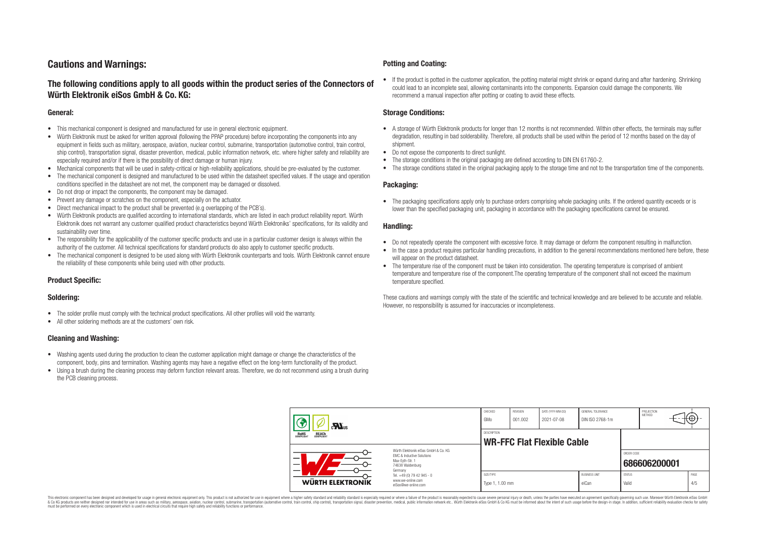# Cautions and Warnings:

## The following conditions apply to all goods within the product series of the Connectors of Würth Elektronik eiSos GmbH & Co. KG:

### General:

- This mechanical component is designed and manufactured for use in general electronic equipment.
- Würth Elektronik must be asked for written approval (following the PPAP procedure) before incorporating the components into any equipment in fields such as military, aerospace, aviation, nuclear control, submarine, transportation (automotive control, train control, ship control), transportation signal, disaster prevention, medical, public information network, etc. where higher safety and reliability are especially required and/or if there is the possibility of direct damage or human injury.
- Mechanical components that will be used in safety-critical or high-reliability applications, should be pre-evaluated by the customer.
- The mechanical component is designed and manufactured to be used within the datasheet specified values. If the usage and operation conditions specified in the datasheet are not met, the component may be damaged or dissolved.
- Do not drop or impact the components, the component may be damaged.
- Prevent any damage or scratches on the component, especially on the actuator.
- Direct mechanical impact to the product shall be prevented (e.g overlapping of the PCB's).
- Würth Elektronik products are qualified according to international standards, which are listed in each product reliability report. Würth Elektronik does not warrant any customer qualified product characteristics beyond Würth Elektroniks' specifications, for its validity and sustainability over time.
- The responsibility for the applicability of the customer specific products and use in a particular customer design is always within the authority of the customer. All technical specifications for standard products do also apply to customer specific products.
- The mechanical component is designed to be used along with Würth Elektronik counterparts and tools. Würth Elektronik cannot ensure the reliability of these components while being used with other products.

### Product Specific:

### Soldering:

- The solder profile must comply with the technical product specifications. All other profiles will void the warranty.
- All other soldering methods are at the customers' own risk.

### Cleaning and Washing:

- Washing agents used during the production to clean the customer application might damage or change the characteristics of the component, body, pins and termination. Washing agents may have a negative effect on the long-term functionality of the product.
- Using a brush during the cleaning process may deform function relevant areas. Therefore, we do not recommend using a brush during the PCB cleaning process.

### Potting and Coating:

- If the product is potted in the customer application, the potting material might shrink or expand during and after hardening. Shrinking could lead to an incomplete seal, allowing contaminants into the components. Expansion could damage the components. We recommend a manual inspection after potting or coating to avoid these effects.

### Storage Conditions:

- A storage of Würth Elektronik products for longer than 12 months is not recommended. Within other effects, the terminals may suffer degradation, resulting in bad solderability. Therefore, all products shall be used within the period of 12 months based on the day of shipment.
- Do not expose the components to direct sunlight.
- The storage conditions in the original packaging are defined according to DIN EN 61760-2.
- The storage conditions stated in the original packaging apply to the storage time and not to the transportation time of the components.

### Packaging:

- The packaging specifications apply only to purchase orders comprising whole packaging units. If the ordered quantity exceeds or is lower than the specified packaging unit, packaging in accordance with the packaging specifications cannot be ensured.

### Handling:

- Do not repeatedly operate the component with excessive force. It may damage or deform the component resulting in malfunction.
- In the case a product requires particular handling precautions, in addition to the general recommendations mentioned here before, these will appear on the product datasheet.
- The temperature rise of the component must be taken into consideration. The operating temperature is comprised of ambient temperature and temperature rise of the component.The operating temperature of the component shall not exceed the maximum temperature specified.

These cautions and warnings comply with the state of the scientific and technical knowledge and are believed to be accurate and reliable. However, no responsibility is assumed for inaccuracies or incompleteness.

| CHECKED | REVISION | DATE (YYYY-MM-DD) | GENERAL TOLERANCE | PROJECTION METHOD |
|---|---|---|---|---|
| GMo | 001.002 | 2021-07-08 | DIN ISO 2768-1m | |
| DESCRIPTION | | | | |
| WR-FFC Flat Flexible Cable | | | | |
| ORDER CODE | | | | |
| 686606200001 | | | | |
| SIZE/TYPE | BUSINESS UNIT | STATUS | PAGE | |
| Type 1, 1.00 mm | eiCan | Valid | 4/5 | |

Würth Elektronik eiSos GmbH & Co. KG
EMC & Inductive Solutions
Max-Eyth-Str. 1
74638 Waldenburg
Germany
Tel. +49 (0) 79 42 945 - 0
www.we-online.com
eiSos@we-online.com

This electronic component has been designed and developed for usage in general electronic equipment only. This product is not authorized for use in equipment where a higher safety standard and reliability standard is especially required or where a failure of the product is reasonably expected to cause severe personal injury or death, unless the parties have executed an agreement specifically governing such use. Moreover Würth Elektronik eiSos GmbH & Co KG products are neither designed nor intended for use in areas such as military, aerospace, aviation, nuclear control, submarine, transportation (automotive control, train control, ship control), transportation signal, disaster prevention, medical, public information network etc.. Würth Elektronik eiSos GmbH & Co KG must be informed about the intent of such usage before the design-in stage. In addition, sufficient reliability evaluation checks for safety must be performed on every electronic component which is used in electrical circuits that require high safety and reliability functions or performance.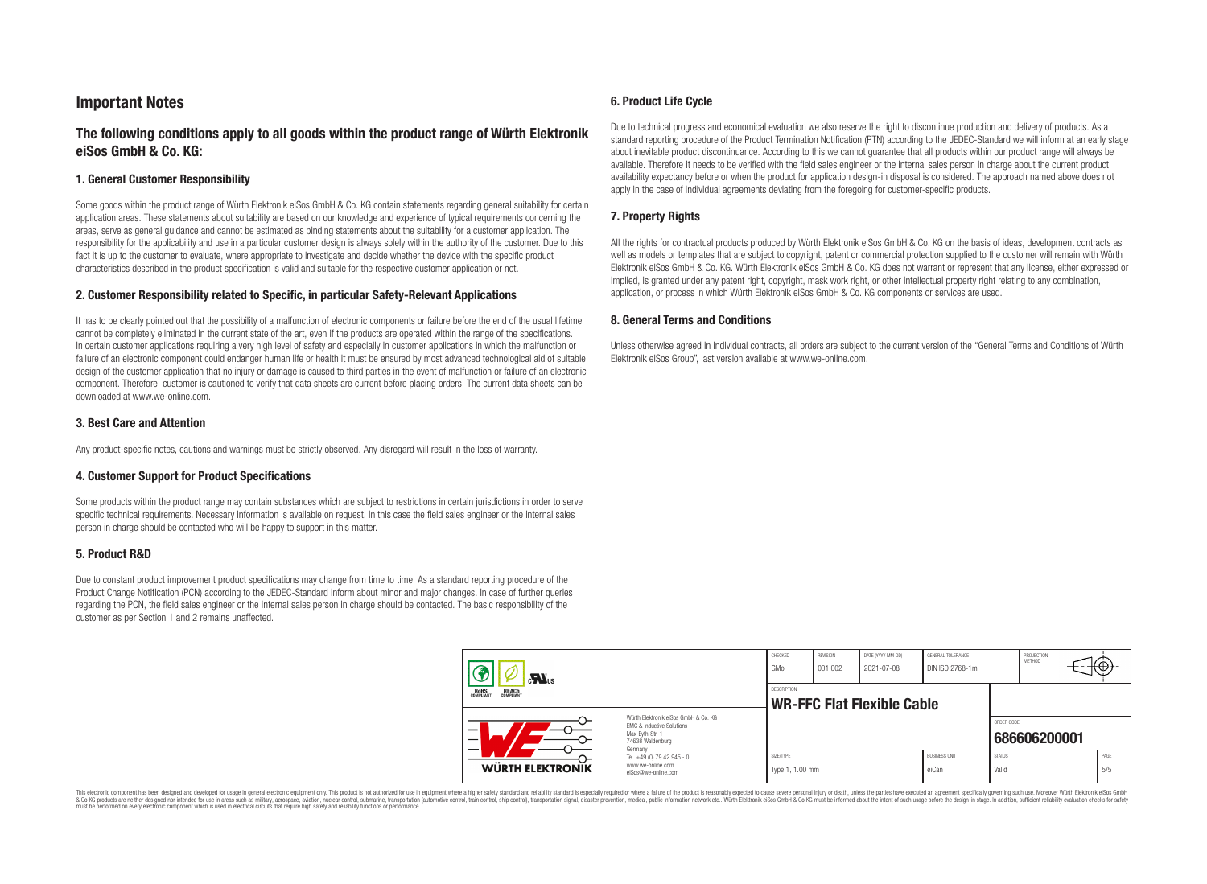# Important Notes

## The following conditions apply to all goods within the product range of Würth Elektronik eiSos GmbH & Co. KG:

### 1. General Customer Responsibility

Some goods within the product range of Würth Elektronik eiSos GmbH & Co. KG contain statements regarding general suitability for certain application areas. These statements about suitability are based on our knowledge and experience of typical requirements concerning the areas, serve as general guidance and cannot be estimated as binding statements about the suitability for a customer application. The responsibility for the applicability and use in a particular customer design is always solely within the authority of the customer. Due to this fact it is up to the customer to evaluate, where appropriate to investigate and decide whether the device with the specific product characteristics described in the product specification is valid and suitable for the respective customer application or not.

### 2. Customer Responsibility related to Specific, in particular Safety-Relevant Applications

It has to be clearly pointed out that the possibility of a malfunction of electronic components or failure before the end of the usual lifetime cannot be completely eliminated in the current state of the art, even if the products are operated within the range of the specifications. In certain customer applications requiring a very high level of safety and especially in customer applications in which the malfunction or failure of an electronic component could endanger human life or health it must be ensured by most advanced technological aid of suitable design of the customer application that no injury or damage is caused to third parties in the event of malfunction or failure of an electronic component. Therefore, customer is cautioned to verify that data sheets are current before placing orders. The current data sheets can be downloaded at www.we-online.com.

### 3. Best Care and Attention

Any product-specific notes, cautions and warnings must be strictly observed. Any disregard will result in the loss of warranty.

### 4. Customer Support for Product Specifications

Some products within the product range may contain substances which are subject to restrictions in certain jurisdictions in order to serve specific technical requirements. Necessary information is available on request. In this case the field sales engineer or the internal sales person in charge should be contacted who will be happy to support in this matter.

### 5. Product R&D

Due to constant product improvement product specifications may change from time to time. As a standard reporting procedure of the Product Change Notification (PCN) according to the JEDEC-Standard inform about minor and major changes. In case of further queries regarding the PCN, the field sales engineer or the internal sales person in charge should be contacted. The basic responsibility of the customer as per Section 1 and 2 remains unaffected.

### 6. Product Life Cycle

Due to technical progress and economical evaluation we also reserve the right to discontinue production and delivery of products. As a standard reporting procedure of the Product Termination Notification (PTN) according to the JEDEC-Standard we will inform at an early stage about inevitable product discontinuance. According to this we cannot guarantee that all products within our product range will always be available. Therefore it needs to be verified with the field sales engineer or the internal sales person in charge about the current product availability expectancy before or when the product for application design-in disposal is considered. The approach named above does not apply in the case of individual agreements deviating from the foregoing for customer-specific products.

### 7. Property Rights

All the rights for contractual products produced by Würth Elektronik eiSos GmbH & Co. KG on the basis of ideas, development contracts as well as models or templates that are subject to copyright, patent or commercial protection supplied to the customer will remain with Würth Elektronik eiSos GmbH & Co. KG. Würth Elektronik eiSos GmbH & Co. KG does not warrant or represent that any license, either expressed or implied, is granted under any patent right, copyright, mask work right, or other intellectual property right relating to any combination, application, or process in which Würth Elektronik eiSos GmbH & Co. KG components or services are used.

### 8. General Terms and Conditions

Unless otherwise agreed in individual contracts, all orders are subject to the current version of the "General Terms and Conditions of Würth Elektronik eiSos Group", last version available at www.we-online.com.

| | | | | | | | |
|---|---|---|---|---|---|---|---|
| | CHECKED: GMo | REVISION: 001.002 | DATE (YYYY-MM-DD): 2021-07-08 | GENERAL TOLERANCE: DIN ISO 2768-1m | | PROJECTION METHOD | |
| | DESCRIPTION: **WR-FFC Flat Flexible Cable** | | | | | | |
| Würth Elektronik eiSos GmbH & Co. KG, EMC & Inductive Solutions, Max-Eyth-Str. 1, 74638 Waldenburg, Germany, Tel. +49 (0) 79 42 945 - 0, www.we-online.com, eiSos@we-online.com | | | | | ORDER CODE: **686606200001** | | |
| WÜRTH ELEKTRONIK | SIZE/TYPE: Type 1, 1.00 mm | | | BUSINESS UNIT: eiCan | STATUS: Valid | | PAGE: 5/5 |

This electronic component has been designed and developed for usage in general electronic equipment only. This product is not authorized for use in equipment where a higher safety standard and reliability standard is especially required or where a failure of the product is reasonably expected to cause severe personal injury or death, unless the parties have executed an agreement specifically governing such use. Moreover Würth Elektronik eiSos GmbH & Co KG products are neither designed nor intended for use in areas such as military, aerospace, aviation, nuclear control, submarine, transportation (automotive control, train control, ship control), transportation signal, disaster prevention, medical, public information network etc.. Würth Elektronik eiSos GmbH & Co KG must be informed about the intent of such usage before the design-in stage. In addition, sufficient reliability evaluation checks for safety must be performed on every electronic component which is used in electrical circuits that require high safety and reliability functions or performance.